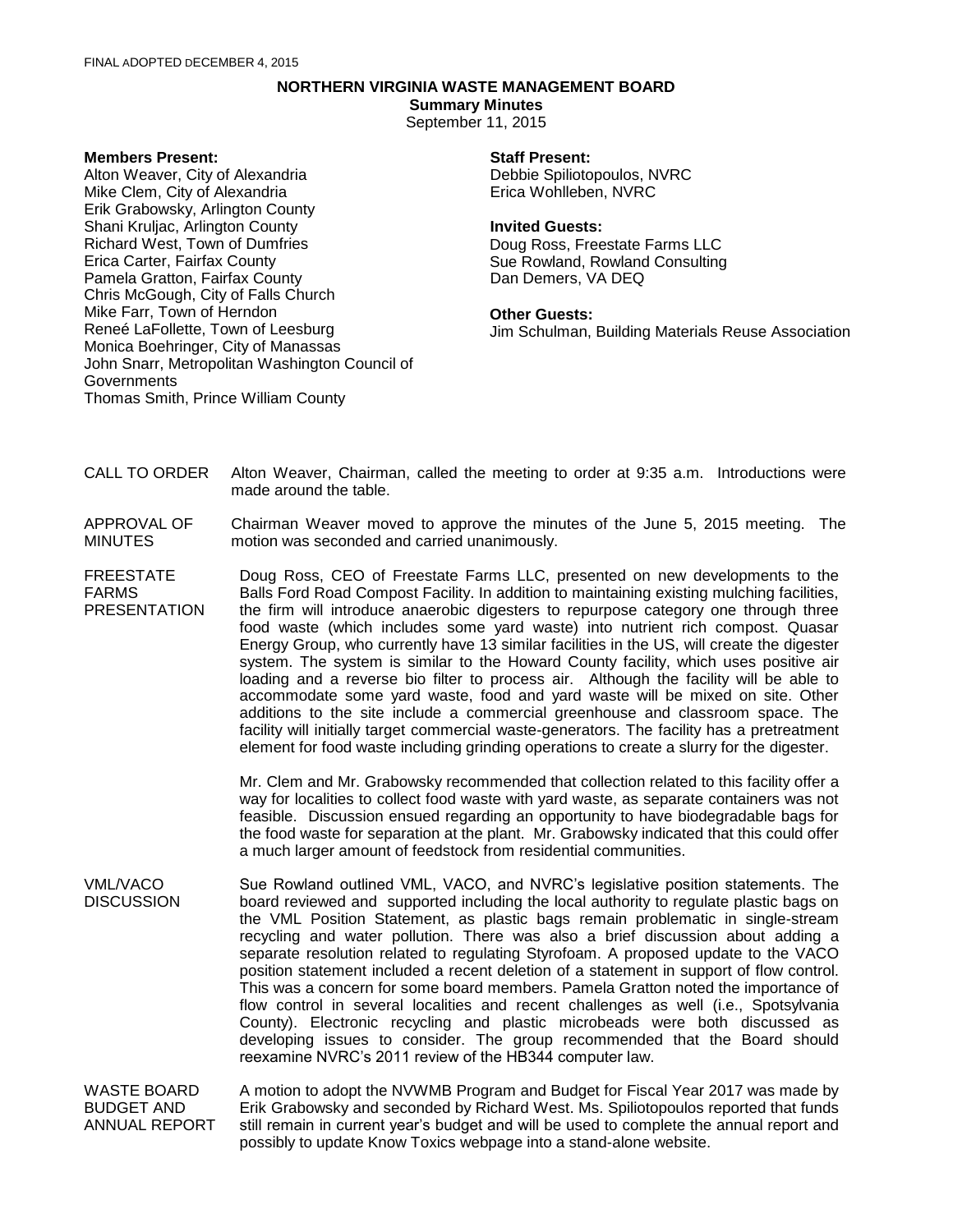FINAL ADOPTED DECEMBER 4, 2015

# NORTHERN VIRGINIA WASTE MANAGEMENT BOARD

## Summary Minutes

September 11, 2015

**Members Present:**
Alton Weaver, City of Alexandria
Mike Clem, City of Alexandria
Erik Grabowsky, Arlington County
Shani Kruljac, Arlington County
Richard West, Town of Dumfries
Erica Carter, Fairfax County
Pamela Gratton, Fairfax County
Chris McGough, City of Falls Church
Mike Farr, Town of Herndon
Reneé LaFollette, Town of Leesburg
Monica Boehringer, City of Manassas
John Snarr, Metropolitan Washington Council of Governments
Thomas Smith, Prince William County

**Staff Present:**
Debbie Spiliotopoulos, NVRC
Erica Wohlleben, NVRC

**Invited Guests:**
Doug Ross, Freestate Farms LLC
Sue Rowland, Rowland Consulting
Dan Demers, VA DEQ

**Other Guests:**
Jim Schulman, Building Materials Reuse Association

**CALL TO ORDER**

Alton Weaver, Chairman, called the meeting to order at 9:35 a.m. Introductions were made around the table.

**APPROVAL OF MINUTES**

Chairman Weaver moved to approve the minutes of the June 5, 2015 meeting. The motion was seconded and carried unanimously.

**FREESTATE FARMS PRESENTATION**

Doug Ross, CEO of Freestate Farms LLC, presented on new developments to the Balls Ford Road Compost Facility. In addition to maintaining existing mulching facilities, the firm will introduce anaerobic digesters to repurpose category one through three food waste (which includes some yard waste) into nutrient rich compost. Quasar Energy Group, who currently have 13 similar facilities in the US, will create the digester system. The system is similar to the Howard County facility, which uses positive air loading and a reverse bio filter to process air. Although the facility will be able to accommodate some yard waste, food and yard waste will be mixed on site. Other additions to the site include a commercial greenhouse and classroom space. The facility will initially target commercial waste-generators. The facility has a pretreatment element for food waste including grinding operations to create a slurry for the digester.

Mr. Clem and Mr. Grabowsky recommended that collection related to this facility offer a way for localities to collect food waste with yard waste, as separate containers was not feasible. Discussion ensued regarding an opportunity to have biodegradable bags for the food waste for separation at the plant. Mr. Grabowsky indicated that this could offer a much larger amount of feedstock from residential communities.

**VML/VACO DISCUSSION**

Sue Rowland outlined VML, VACO, and NVRC's legislative position statements. The board reviewed and supported including the local authority to regulate plastic bags on the VML Position Statement, as plastic bags remain problematic in single-stream recycling and water pollution. There was also a brief discussion about adding a separate resolution related to regulating Styrofoam. A proposed update to the VACO position statement included a recent deletion of a statement in support of flow control. This was a concern for some board members. Pamela Gratton noted the importance of flow control in several localities and recent challenges as well (i.e., Spotsylvania County). Electronic recycling and plastic microbeads were both discussed as developing issues to consider. The group recommended that the Board should reexamine NVRC's 2011 review of the HB344 computer law.

**WASTE BOARD BUDGET AND ANNUAL REPORT**

A motion to adopt the NVWMB Program and Budget for Fiscal Year 2017 was made by Erik Grabowsky and seconded by Richard West. Ms. Spiliotopoulos reported that funds still remain in current year's budget and will be used to complete the annual report and possibly to update Know Toxics webpage into a stand-alone website.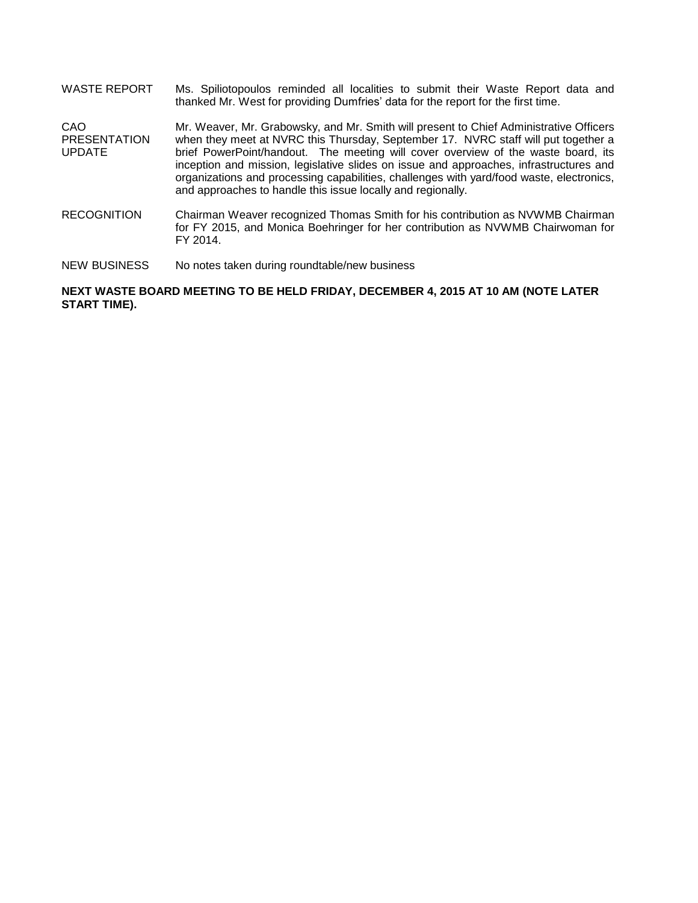| | |
|---|---|
| WASTE REPORT | Ms. Spiliotopoulos reminded all localities to submit their Waste Report data and thanked Mr. West for providing Dumfries' data for the report for the first time. |
| CAO PRESENTATION UPDATE | Mr. Weaver, Mr. Grabowsky, and Mr. Smith will present to Chief Administrative Officers when they meet at NVRC this Thursday, September 17. NVRC staff will put together a brief PowerPoint/handout. The meeting will cover overview of the waste board, its inception and mission, legislative slides on issue and approaches, infrastructures and organizations and processing capabilities, challenges with yard/food waste, electronics, and approaches to handle this issue locally and regionally. |
| RECOGNITION | Chairman Weaver recognized Thomas Smith for his contribution as NVWMB Chairman for FY 2015, and Monica Boehringer for her contribution as NVWMB Chairwoman for FY 2014. |
| NEW BUSINESS | No notes taken during roundtable/new business |

**NEXT WASTE BOARD MEETING TO BE HELD FRIDAY, DECEMBER 4, 2015 AT 10 AM (NOTE LATER START TIME).**